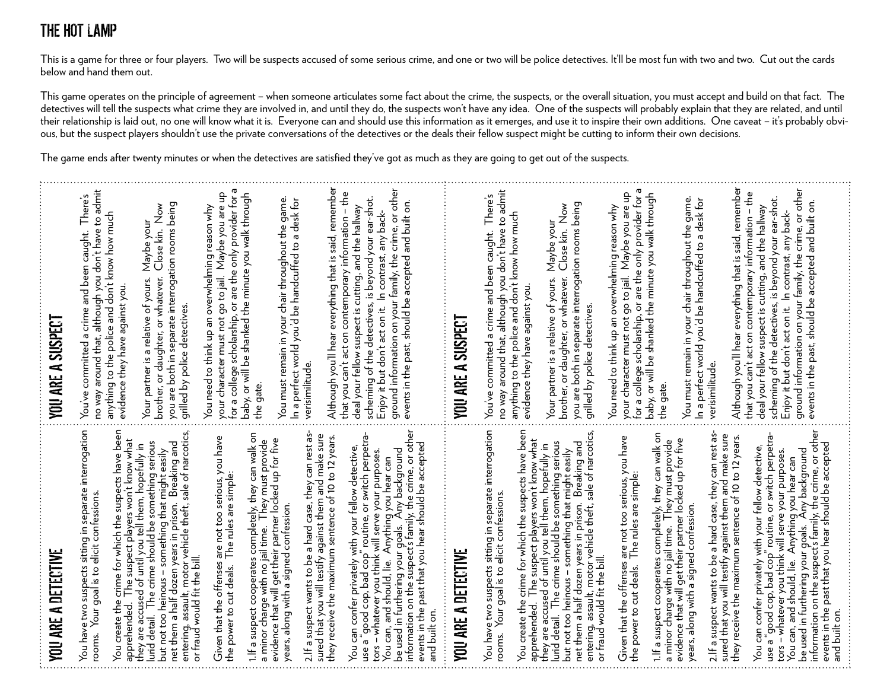# THE HOT LAMP

This is a game for three or four players. Two will be suspects accused of some serious crime, and one or two will be police detectives. It'll be most fun with two and two. Cut out the cards below and hand them out.

This game operates on the principle of agreement – when someone articulates some fact about the crime, the suspects, or the overall situation, you must accept and build on that fact. The detectives will tell the suspects what crime they are involved in, and until they do, the suspects won't have any idea. One of the suspects will probably explain that they are related, and until their relationship is laid out, no one will know what it is. Everyone can and should use this information as it emerges, and use it to inspire their own additions. One caveat – it's probably obvious, but the suspect players shouldn't use the private conversations of the detectives or the deals their fellow suspect might be cutting to inform their own decisions.

The game ends after twenty minutes or when the detectives are satisfied they've got as much as they are going to get out of the suspects.

## YOU ARE A DETECTIVE

You have two suspects sitting in separate interrogation rooms. Your goal is to elicit confessions.

You create the crime for which the suspects have been apprehended. The suspect players won't know what they are accused of until you tell them, hopefully in lurid detail. The crime should be something serious but not too heinous – something that might easily net them a half dozen years in prison. Breaking and entering, assault, motor vehicle theft, sale of narcotics, or fraud would fit the bill.

Given that the offenses are not too serious, you have the power to cut deals. The rules are simple:

1. If a suspect cooperates completely, they can walk on a minor charge with no jail time. They must provide evidence that will get their partner locked up for five years, along with a signed confession.

2. If a suspect wants to be a hard case, they can rest assured that you will testify against them and make sure they receive the maximum sentence of 10 to 12 years.

You can confer privately with your fellow detective, use a "good cop, bad cop" routine, or switch perpetrators – whatever you think will serve your purposes. You can, and should, lie. Anything you hear can be used in furthering your goals. Any background information on the suspect's family, the crime, or other events in the past that you hear should be accepted and built on.

## YOU ARE A SUSPECT

You've committed a crime and been caught. There's no way around that, although you don't have to admit anything to the police and don't know how much evidence they have against you.

Your partner is a relative of yours. Maybe your brother, or daughter, or whatever. Close kin. Now you are both in separate interrogation rooms being grilled by police detectives.

You need to think up an overwhelming reason why your character must not go to jail. Maybe you are up for a college scholarship, or are the only provider for a baby, or will be shanked the minute you walk through the gate.

You must remain in your chair throughout the game. In a perfect world you'd be handcuffed to a desk for verisimilitude.

Although you'll hear everything that is said, remember that you can't act on contemporary information – the deal your fellow suspect is cutting, and the hallway scheming of the detectives, is beyond your ear-shot. Enjoy it but don't act on it. In contrast, any background information on your family, the crime, or other events in the past, should be accepted and built on.

## YOU ARE A DETECTIVE

You have two suspects sitting in separate interrogation rooms. Your goal is to elicit confessions.

You create the crime for which the suspects have been apprehended. The suspect players won't know what they are accused of until you tell them, hopefully in lurid detail. The crime should be something serious but not too heinous – something that might easily net them a half dozen years in prison. Breaking and entering, assault, motor vehicle theft, sale of narcotics, or fraud would fit the bill.

Given that the offenses are not too serious, you have the power to cut deals. The rules are simple:

1. If a suspect cooperates completely, they can walk on a minor charge with no jail time. They must provide evidence that will get their partner locked up for five years, along with a signed confession.

2. If a suspect wants to be a hard case, they can rest assured that you will testify against them and make sure they receive the maximum sentence of 10 to 12 years.

You can confer privately with your fellow detective, use a "good cop, bad cop" routine, or switch perpetrators – whatever you think will serve your purposes. You can, and should, lie. Anything you hear can be used in furthering your goals. Any background information on the suspect's family, the crime, or other events in the past that you hear should be accepted and built on.

## YOU ARE A SUSPECT

You've committed a crime and been caught. There's no way around that, although you don't have to admit anything to the police and don't know how much evidence they have against you.

Your partner is a relative of yours. Maybe your brother, or daughter, or whatever. Close kin. Now you are both in separate interrogation rooms being grilled by police detectives.

You need to think up an overwhelming reason why your character must not go to jail. Maybe you are up for a college scholarship, or are the only provider for a baby, or will be shanked the minute you walk through the gate.

You must remain in your chair throughout the game. In a perfect world you'd be handcuffed to a desk for verisimilitude.

Although you'll hear everything that is said, remember that you can't act on contemporary information – the deal your fellow suspect is cutting, and the hallway scheming of the detectives, is beyond your ear-shot. Enjoy it but don't act on it. In contrast, any background information on your family, the crime, or other events in the past, should be accepted and built on.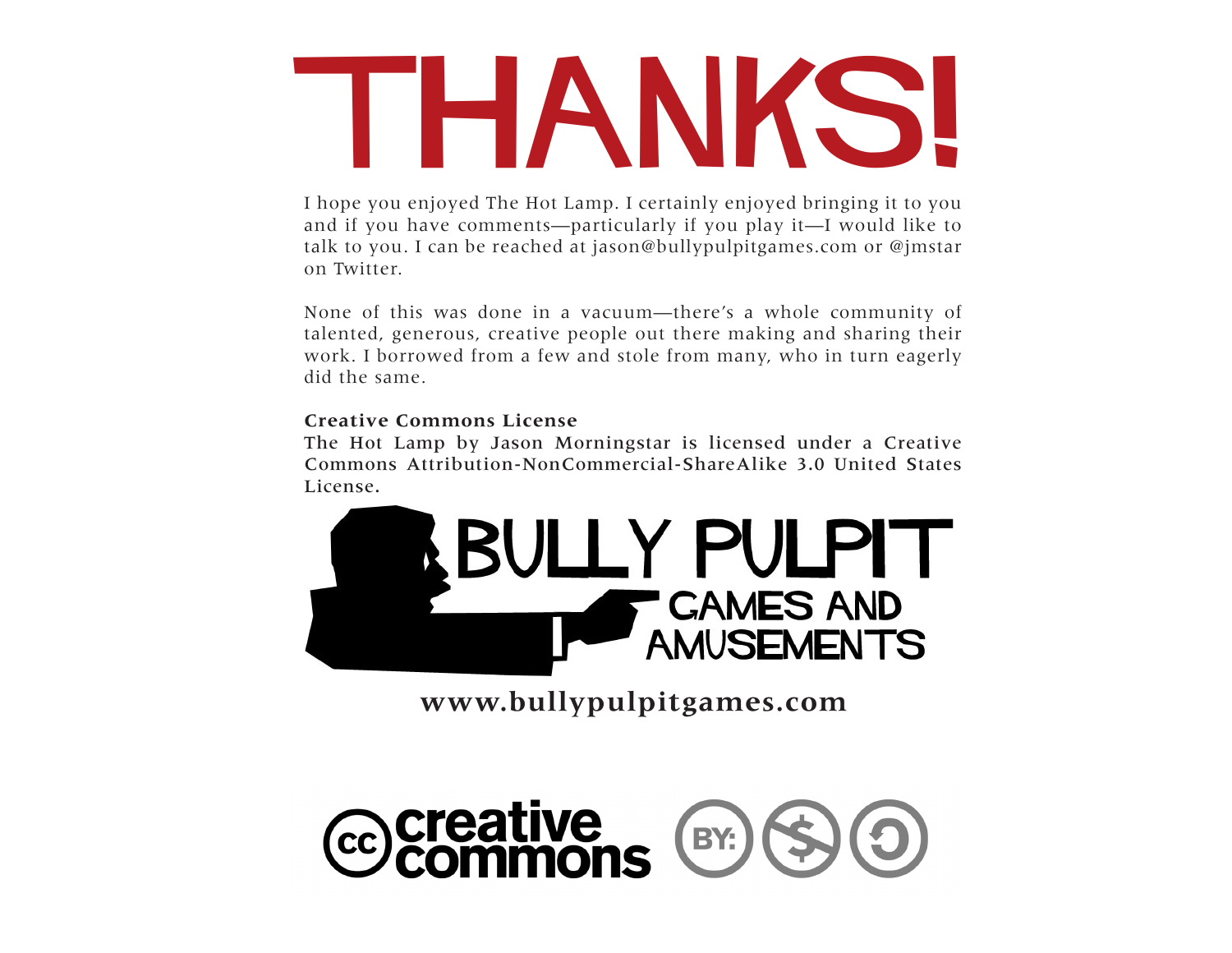# THANKS!

I hope you enjoyed The Hot Lamp. I certainly enjoyed bringing it to you and if you have comments—particularly if you play it—I would like to talk to you. I can be reached at jason@bullypulpitgames.com or @jmstar on Twitter.

None of this was done in a vacuum—there's a whole community of talented, generous, creative people out there making and sharing their work. I borrowed from a few and stole from many, who in turn eagerly did the same.

**Creative Commons License**

The Hot Lamp by Jason Morningstar is licensed under a Creative Commons Attribution-NonCommercial-ShareAlike 3.0 United States License.

BULLY PULPIT GAMES AND AMUSEMENTS

**www.bullypulpitgames.com**

creative commons BY: